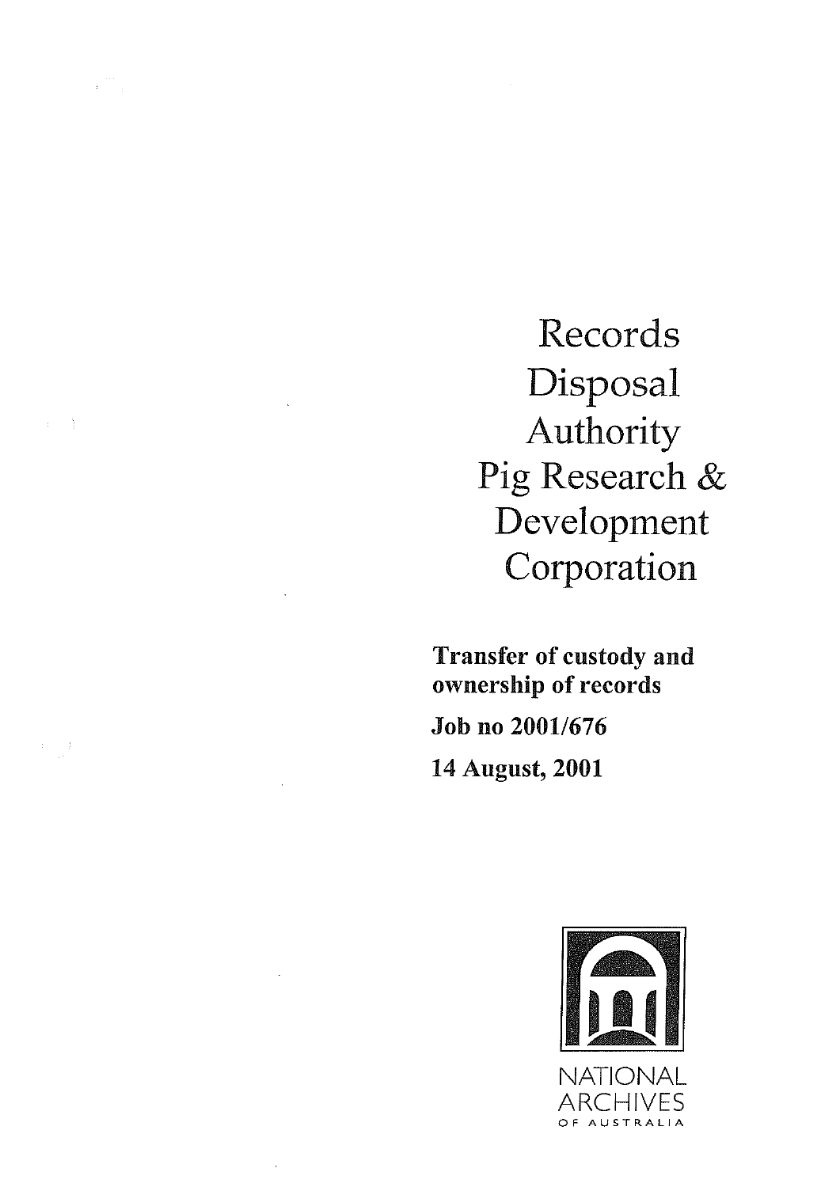# Records Disposal Authority Pig Research & Development Corporation

**Transfer of custody and ownership of records**

**Job no 2001/676**

**14 August, 2001**

NATIONAL ARCHIVES OF AUSTRALIA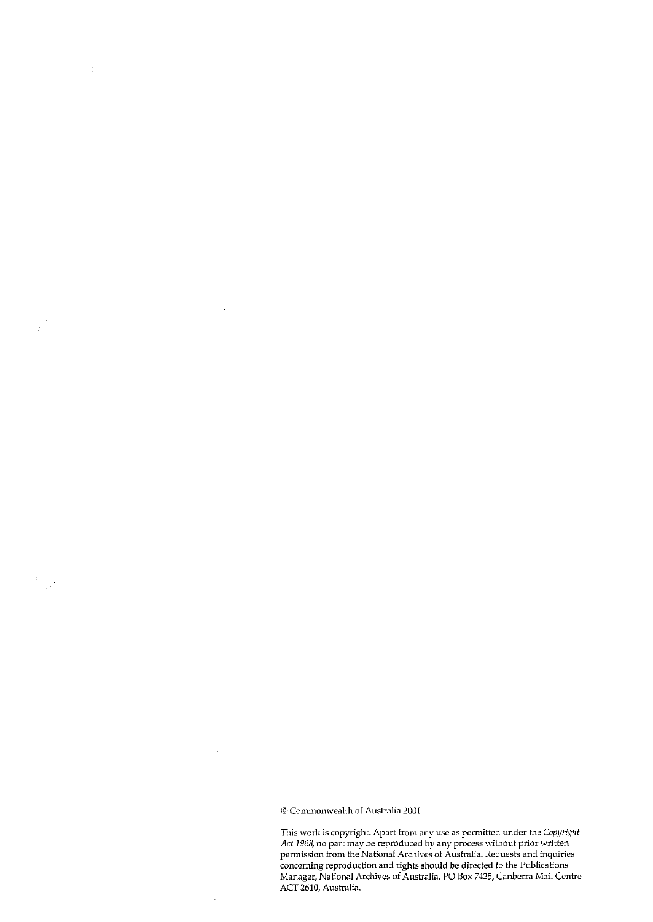© Commonwealth of Australia 2001

This work is copyright. Apart from any use as permitted under the *Copyright Act 1968*, no part may be reproduced by any process without prior written permission from the National Archives of Australia. Requests and inquiries concerning reproduction and rights should be directed to the Publications Manager, National Archives of Australia, PO Box 7425, Canberra Mail Centre ACT 2610, Australia.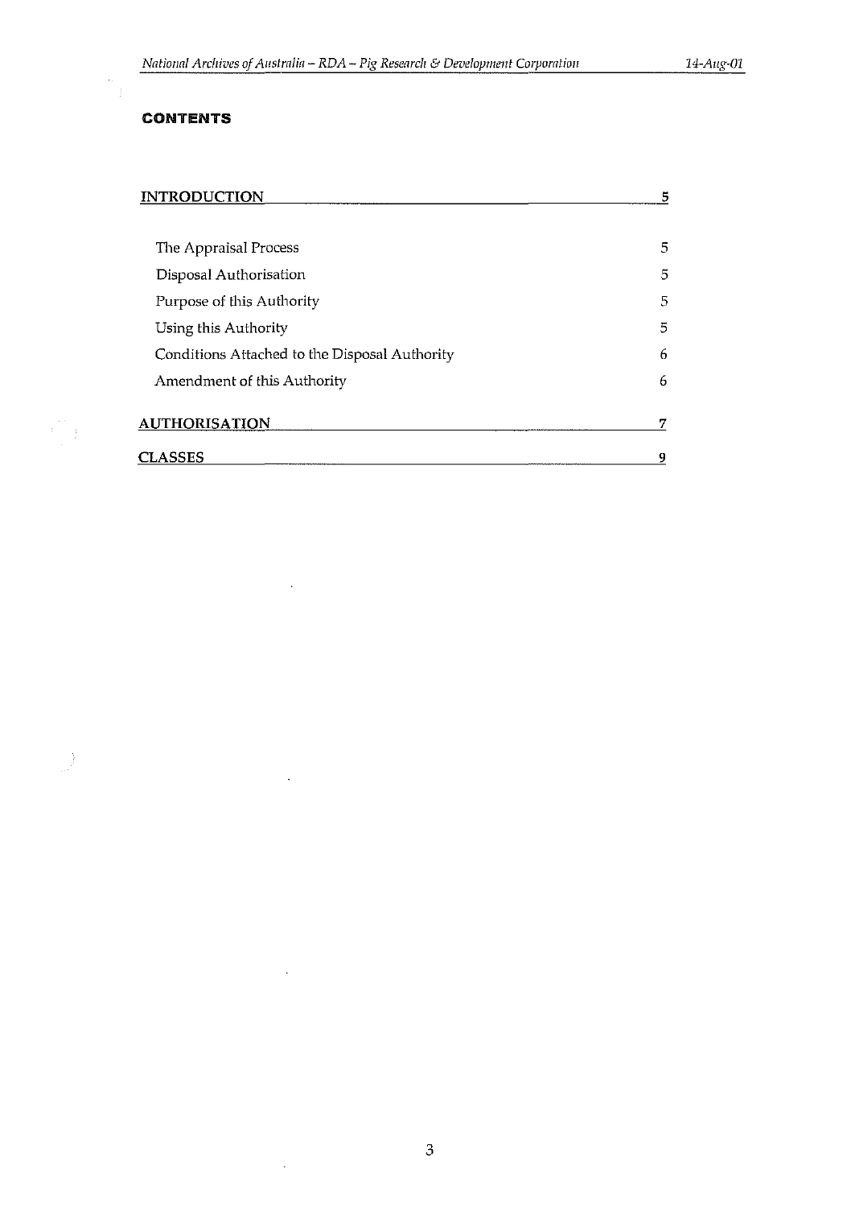# CONTENTS

| | |
|---|---|
| **INTRODUCTION** | **5** |
| The Appraisal Process | 5 |
| Disposal Authorisation | 5 |
| Purpose of this Authority | 5 |
| Using this Authority | 5 |
| Conditions Attached to the Disposal Authority | 6 |
| Amendment of this Authority | 6 |
| **AUTHORISATION** | **7** |
| **CLASSES** | **9** |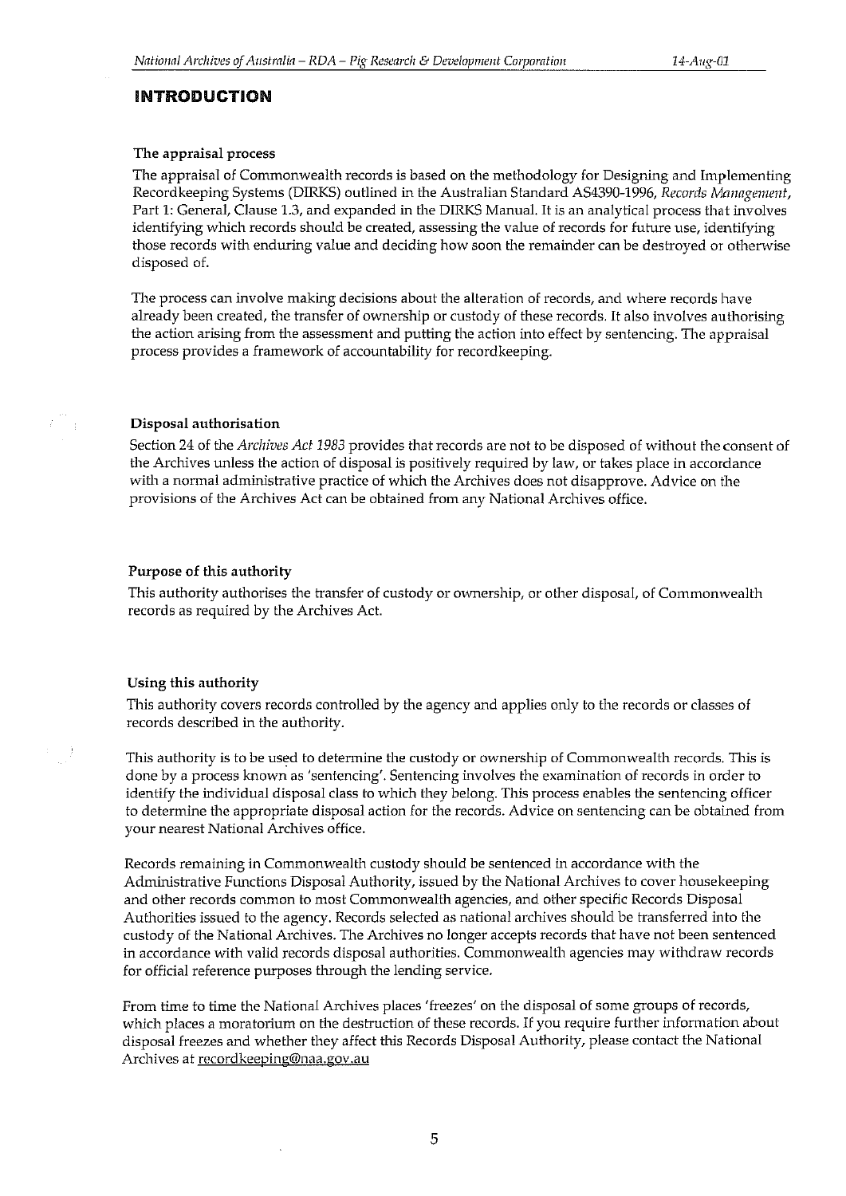# INTRODUCTION

### The appraisal process

The appraisal of Commonwealth records is based on the methodology for Designing and Implementing Recordkeeping Systems (DIRKS) outlined in the Australian Standard AS4390-1996, *Records Management*, Part 1: General, Clause 1.3, and expanded in the DIRKS Manual. It is an analytical process that involves identifying which records should be created, assessing the value of records for future use, identifying those records with enduring value and deciding how soon the remainder can be destroyed or otherwise disposed of.

The process can involve making decisions about the alteration of records, and where records have already been created, the transfer of ownership or custody of these records. It also involves authorising the action arising from the assessment and putting the action into effect by sentencing. The appraisal process provides a framework of accountability for recordkeeping.

### Disposal authorisation

Section 24 of the *Archives Act 1983* provides that records are not to be disposed of without the consent of the Archives unless the action of disposal is positively required by law, or takes place in accordance with a normal administrative practice of which the Archives does not disapprove. Advice on the provisions of the Archives Act can be obtained from any National Archives office.

### Purpose of this authority

This authority authorises the transfer of custody or ownership, or other disposal, of Commonwealth records as required by the Archives Act.

### Using this authority

This authority covers records controlled by the agency and applies only to the records or classes of records described in the authority.

This authority is to be used to determine the custody or ownership of Commonwealth records. This is done by a process known as 'sentencing'. Sentencing involves the examination of records in order to identify the individual disposal class to which they belong. This process enables the sentencing officer to determine the appropriate disposal action for the records. Advice on sentencing can be obtained from your nearest National Archives office.

Records remaining in Commonwealth custody should be sentenced in accordance with the Administrative Functions Disposal Authority, issued by the National Archives to cover housekeeping and other records common to most Commonwealth agencies, and other specific Records Disposal Authorities issued to the agency. Records selected as national archives should be transferred into the custody of the National Archives. The Archives no longer accepts records that have not been sentenced in accordance with valid records disposal authorities. Commonwealth agencies may withdraw records for official reference purposes through the lending service.

From time to time the National Archives places 'freezes' on the disposal of some groups of records, which places a moratorium on the destruction of these records. If you require further information about disposal freezes and whether they affect this Records Disposal Authority, please contact the National Archives at recordkeeping@naa.gov.au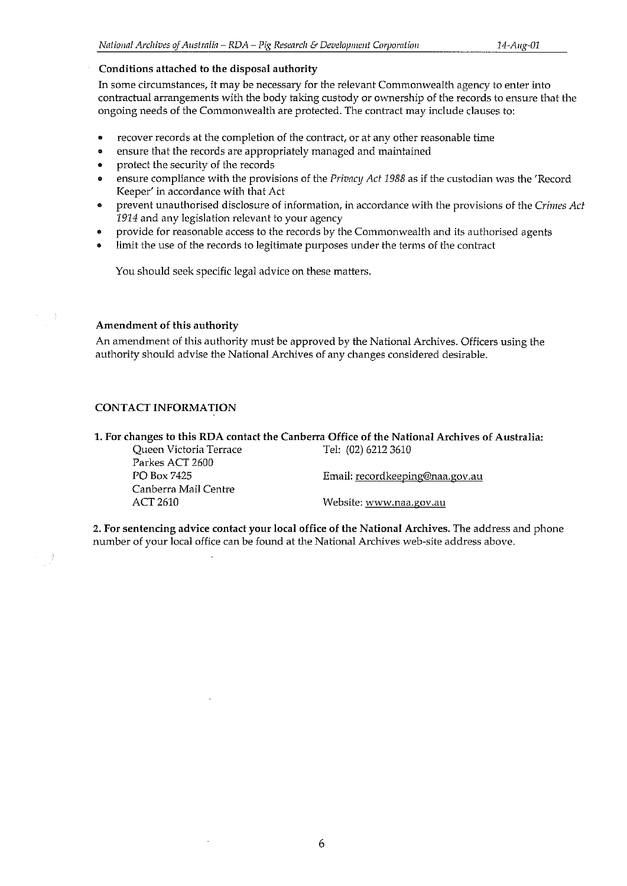### Conditions attached to the disposal authority

In some circumstances, it may be necessary for the relevant Commonwealth agency to enter into contractual arrangements with the body taking custody or ownership of the records to ensure that the ongoing needs of the Commonwealth are protected. The contract may include clauses to:

- recover records at the completion of the contract, or at any other reasonable time
- ensure that the records are appropriately managed and maintained
- protect the security of the records
- ensure compliance with the provisions of the *Privacy Act 1988* as if the custodian was the 'Record Keeper' in accordance with that Act
- prevent unauthorised disclosure of information, in accordance with the provisions of the *Crimes Act 1914* and any legislation relevant to your agency
- provide for reasonable access to the records by the Commonwealth and its authorised agents
- limit the use of the records to legitimate purposes under the terms of the contract

You should seek specific legal advice on these matters.

### Amendment of this authority

An amendment of this authority must be approved by the National Archives. Officers using the authority should advise the National Archives of any changes considered desirable.

### CONTACT INFORMATION

**1. For changes to this RDA contact the Canberra Office of the National Archives of Australia:**

Queen Victoria Terrace
Parkes ACT 2600
PO Box 7425
Canberra Mail Centre
ACT 2610

Tel: (02) 6212 3610
Email: recordkeeping@naa.gov.au
Website: www.naa.gov.au

**2. For sentencing advice contact your local office of the National Archives.** The address and phone number of your local office can be found at the National Archives web-site address above.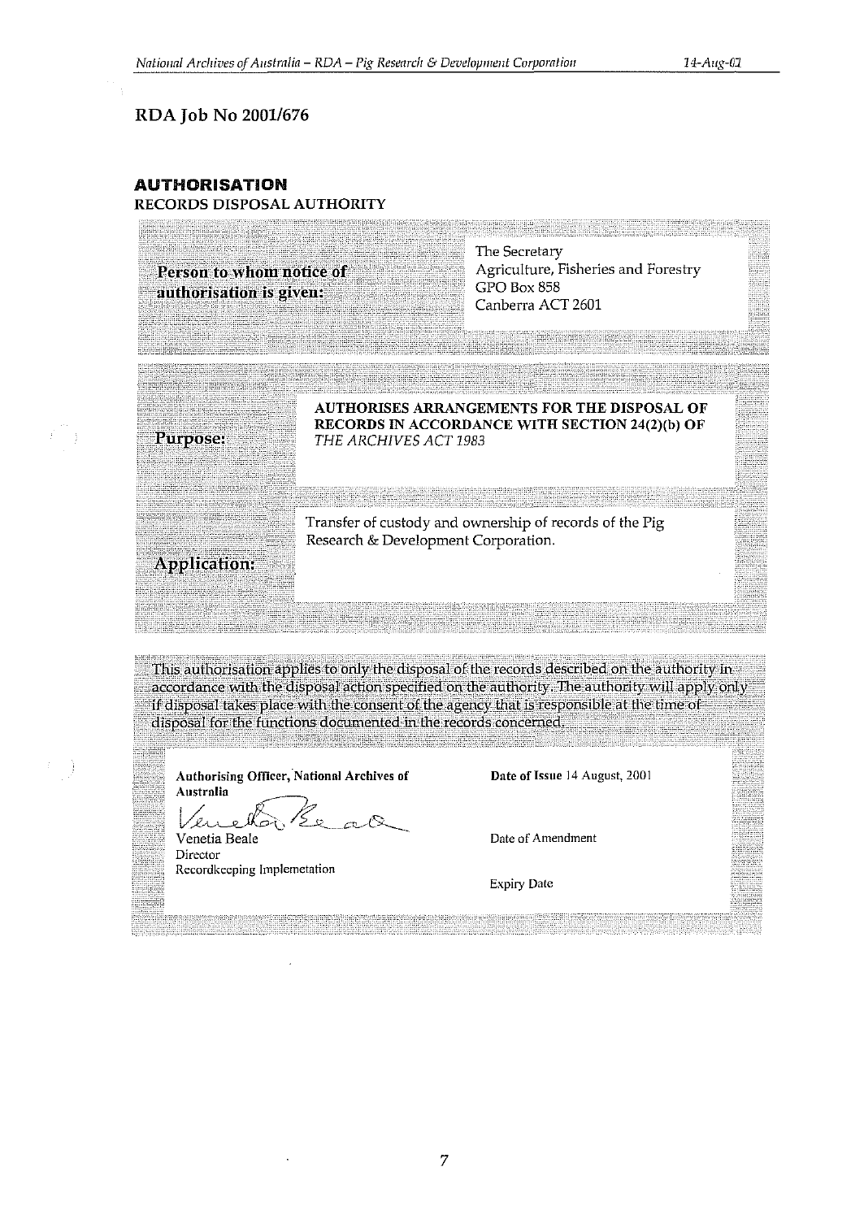RDA Job No 2001/676

## AUTHORISATION

RECORDS DISPOSAL AUTHORITY

| | |
|---|---|
| **Person to whom notice of authorisation is given:** | The Secretary<br>Agriculture, Fisheries and Forestry<br>GPO Box 858<br>Canberra ACT 2601 |
| **Purpose:** | **AUTHORISES ARRANGEMENTS FOR THE DISPOSAL OF RECORDS IN ACCORDANCE WITH SECTION 24(2)(b) OF** ***THE ARCHIVES ACT 1983*** |
| **Application:** | Transfer of custody and ownership of records of the Pig Research & Development Corporation. |

This authorisation applies to only the disposal of the records described on the authority in accordance with the disposal action specified on the authority. The authority will apply only if disposal takes place with the consent of the agency that is responsible at the time of disposal for the functions documented in the records concerned.

| | |
|---|---|
| **Authorising Officer, National Archives of Australia** | **Date of Issue** 14 August, 2001 |
| Venetia Beale<br>Director<br>Recordkeeping Implemetation | Date of Amendment |
| | Expiry Date |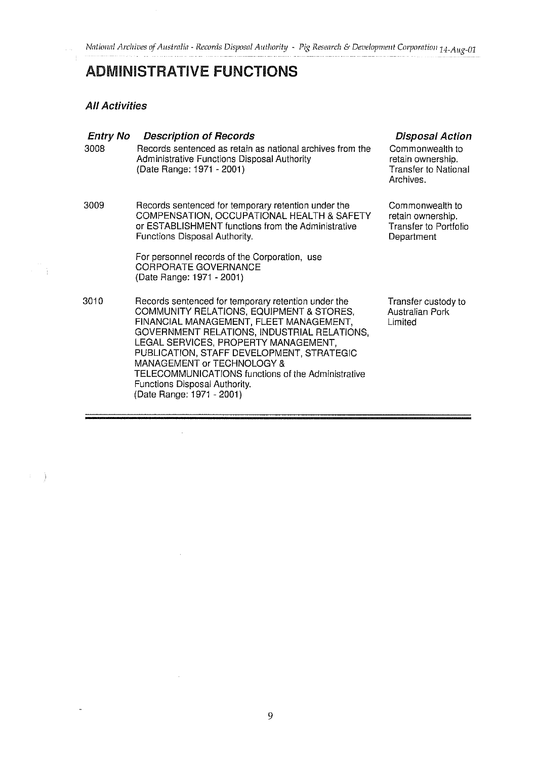# ADMINISTRATIVE FUNCTIONS

### *All Activities*

| *Entry No* | *Description of Records* | *Disposal Action* |
|---|---|---|
| 3008 | Records sentenced as retain as national archives from the Administrative Functions Disposal Authority<br>(Date Range: 1971 - 2001) | Commonwealth to retain ownership. Transfer to National Archives. |
| 3009 | Records sentenced for temporary retention under the COMPENSATION, OCCUPATIONAL HEALTH & SAFETY or ESTABLISHMENT functions from the Administrative Functions Disposal Authority.<br><br>For personnel records of the Corporation, use CORPORATE GOVERNANCE<br>(Date Range: 1971 - 2001) | Commonwealth to retain ownership. Transfer to Portfolio Department |
| 3010 | Records sentenced for temporary retention under the COMMUNITY RELATIONS, EQUIPMENT & STORES, FINANCIAL MANAGEMENT, FLEET MANAGEMENT, GOVERNMENT RELATIONS, INDUSTRIAL RELATIONS, LEGAL SERVICES, PROPERTY MANAGEMENT, PUBLICATION, STAFF DEVELOPMENT, STRATEGIC MANAGEMENT or TECHNOLOGY & TELECOMMUNICATIONS functions of the Administrative Functions Disposal Authority.<br>(Date Range: 1971 - 2001) | Transfer custody to Australian Pork Limited |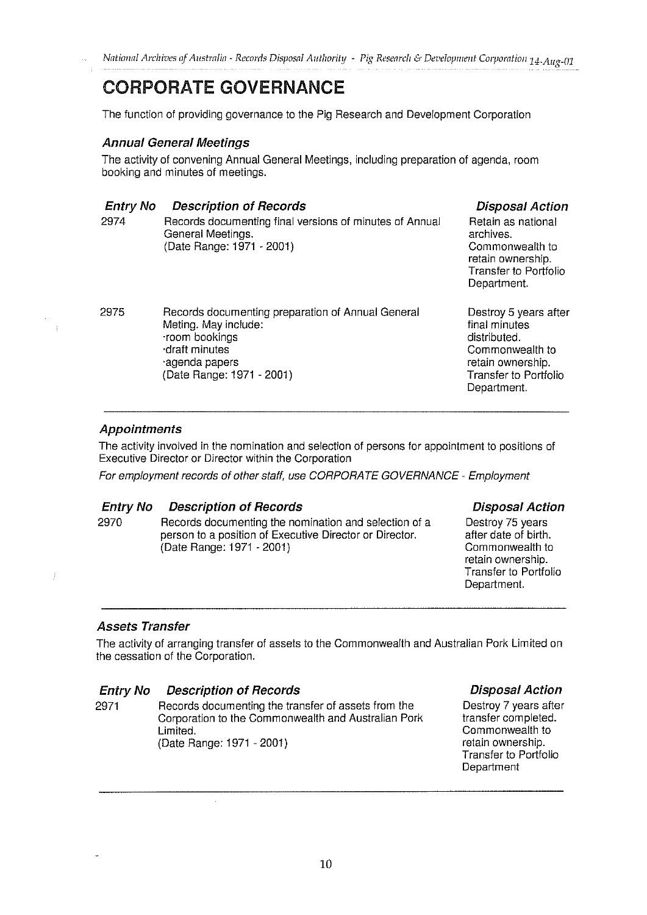# CORPORATE GOVERNANCE

The function of providing governance to the Pig Research and Development Corporation

### *Annual General Meetings*

The activity of convening Annual General Meetings, including preparation of agenda, room booking and minutes of meetings.

| Entry No | Description of Records | Disposal Action |
|---|---|---|
| 2974 | Records documenting final versions of minutes of Annual General Meetings.<br>(Date Range: 1971 - 2001) | Retain as national archives.<br>Commonwealth to retain ownership.<br>Transfer to Portfolio Department. |
| 2975 | Records documenting preparation of Annual General Meting. May include:<br>·room bookings<br>·draft minutes<br>·agenda papers<br>(Date Range: 1971 - 2001) | Destroy 5 years after final minutes distributed.<br>Commonwealth to retain ownership.<br>Transfer to Portfolio Department. |

### *Appointments*

The activity involved in the nomination and selection of persons for appointment to positions of Executive Director or Director within the Corporation

*For employment records of other staff, use CORPORATE GOVERNANCE - Employment*

| Entry No | Description of Records | Disposal Action |
|---|---|---|
| 2970 | Records documenting the nomination and selection of a person to a position of Executive Director or Director.<br>(Date Range: 1971 - 2001) | Destroy 75 years after date of birth.<br>Commonwealth to retain ownership.<br>Transfer to Portfolio Department. |

### *Assets Transfer*

The activity of arranging transfer of assets to the Commonwealth and Australian Pork Limited on the cessation of the Corporation.

| Entry No | Description of Records | Disposal Action |
|---|---|---|
| 2971 | Records documenting the transfer of assets from the Corporation to the Commonwealth and Australian Pork Limited.<br>(Date Range: 1971 - 2001) | Destroy 7 years after transfer completed.<br>Commonwealth to retain ownership.<br>Transfer to Portfolio Department |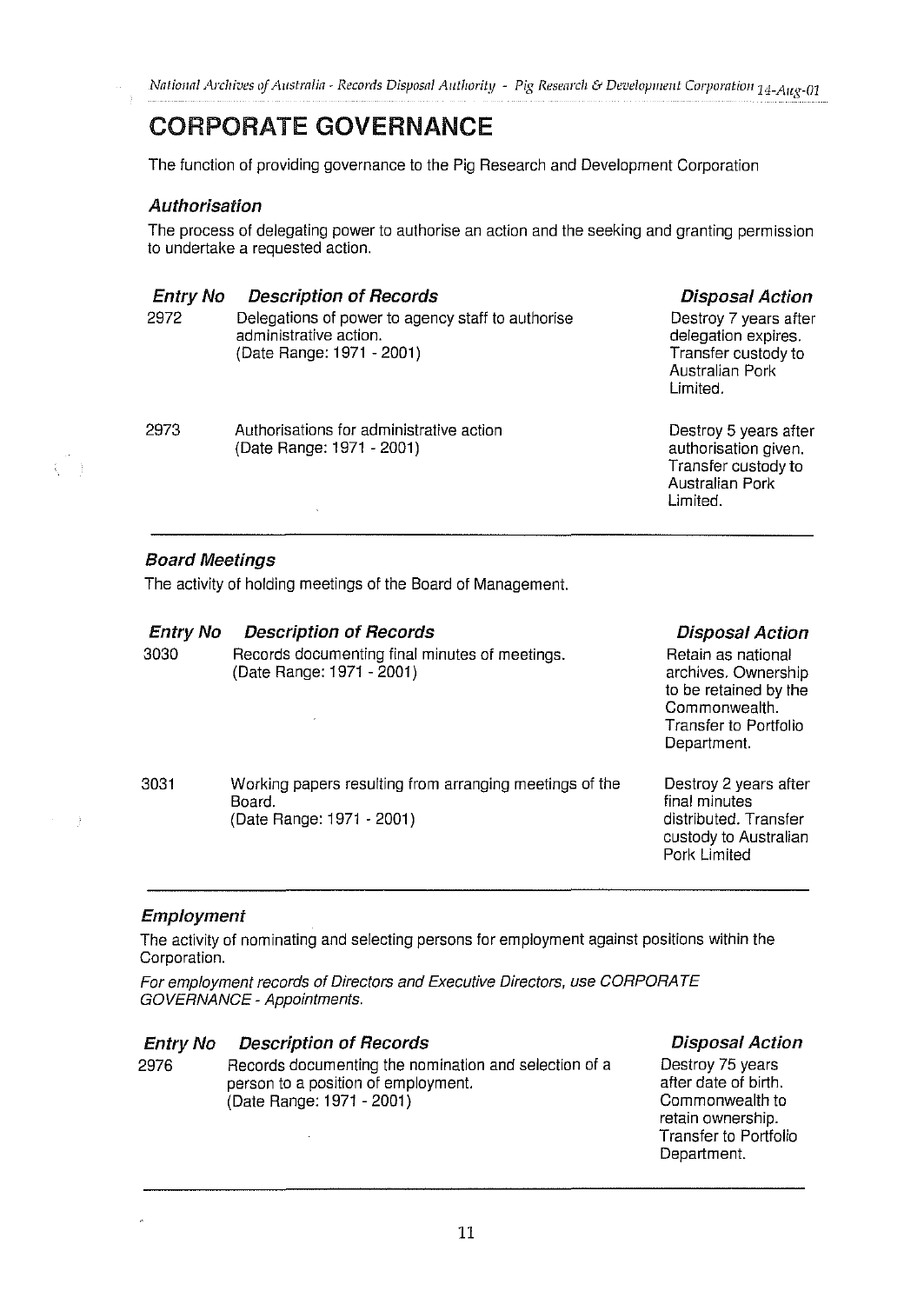# CORPORATE GOVERNANCE

The function of providing governance to the Pig Research and Development Corporation

### *Authorisation*

The process of delegating power to authorise an action and the seeking and granting permission to undertake a requested action.

| *Entry No* | *Description of Records* | *Disposal Action* |
|---|---|---|
| 2972 | Delegations of power to agency staff to authorise administrative action. (Date Range: 1971 - 2001) | Destroy 7 years after delegation expires. Transfer custody to Australian Pork Limited. |
| 2973 | Authorisations for administrative action (Date Range: 1971 - 2001) | Destroy 5 years after authorisation given. Transfer custody to Australian Pork Limited. |

### *Board Meetings*

The activity of holding meetings of the Board of Management.

| *Entry No* | *Description of Records* | *Disposal Action* |
|---|---|---|
| 3030 | Records documenting final minutes of meetings. (Date Range: 1971 - 2001) | Retain as national archives. Ownership to be retained by the Commonwealth. Transfer to Portfolio Department. |
| 3031 | Working papers resulting from arranging meetings of the Board. (Date Range: 1971 - 2001) | Destroy 2 years after final minutes distributed. Transfer custody to Australian Pork Limited |

### *Employment*

The activity of nominating and selecting persons for employment against positions within the Corporation.

*For employment records of Directors and Executive Directors, use CORPORATE GOVERNANCE - Appointments.*

| *Entry No* | *Description of Records* | *Disposal Action* |
|---|---|---|
| 2976 | Records documenting the nomination and selection of a person to a position of employment. (Date Range: 1971 - 2001) | Destroy 75 years after date of birth. Commonwealth to retain ownership. Transfer to Portfolio Department. |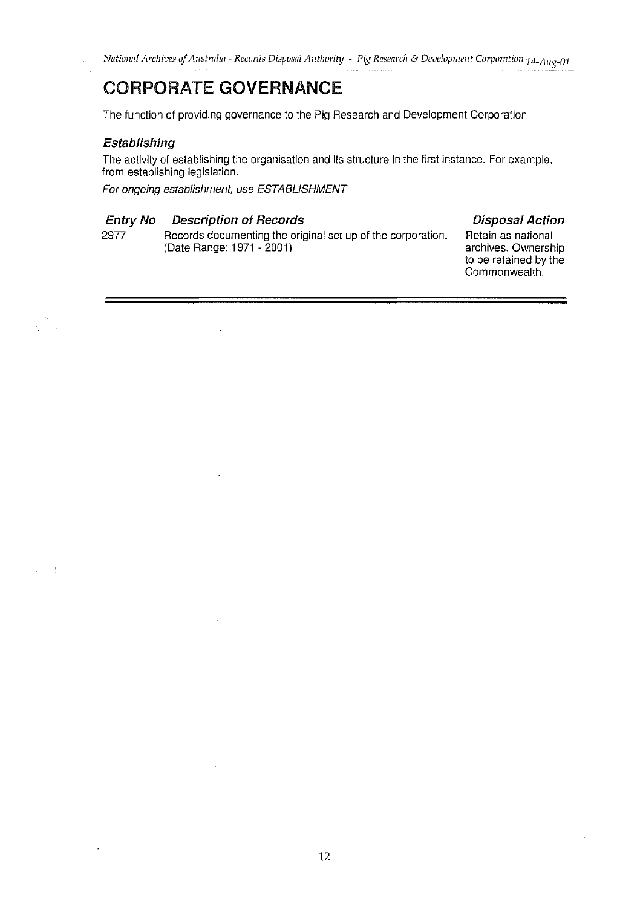# CORPORATE GOVERNANCE

The function of providing governance to the Pig Research and Development Corporation

### *Establishing*

The activity of establishing the organisation and its structure in the first instance. For example, from establishing legislation.

*For ongoing establishment, use ESTABLISHMENT*

| ***Entry No*** | ***Description of Records*** | ***Disposal Action*** |
|---|---|---|
| 2977 | Records documenting the original set up of the corporation. (Date Range: 1971 - 2001) | Retain as national archives. Ownership to be retained by the Commonwealth. |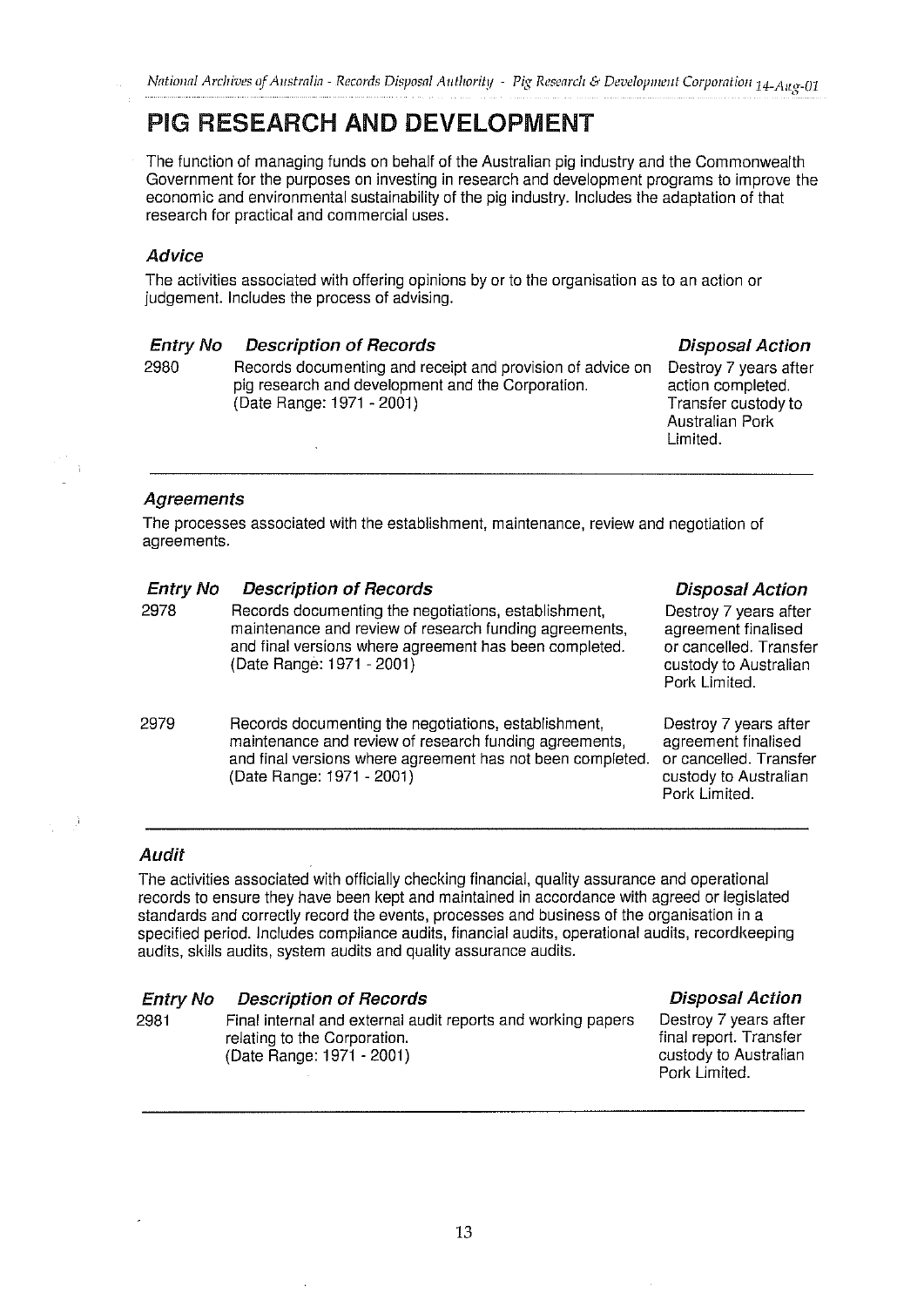# PIG RESEARCH AND DEVELOPMENT

The function of managing funds on behalf of the Australian pig industry and the Commonwealth Government for the purposes on investing in research and development programs to improve the economic and environmental sustainability of the pig industry. Includes the adaptation of that research for practical and commercial uses.

### *Advice*

The activities associated with offering opinions by or to the organisation as to an action or judgement. Includes the process of advising.

| *Entry No* | *Description of Records* | *Disposal Action* |
|---|---|---|
| 2980 | Records documenting and receipt and provision of advice on pig research and development and the Corporation. (Date Range: 1971 - 2001) | Destroy 7 years after action completed. Transfer custody to Australian Pork Limited. |

### *Agreements*

The processes associated with the establishment, maintenance, review and negotiation of agreements.

| *Entry No* | *Description of Records* | *Disposal Action* |
|---|---|---|
| 2978 | Records documenting the negotiations, establishment, maintenance and review of research funding agreements, and final versions where agreement has been completed. (Date Range: 1971 - 2001) | Destroy 7 years after agreement finalised or cancelled. Transfer custody to Australian Pork Limited. |
| 2979 | Records documenting the negotiations, establishment, maintenance and review of research funding agreements, and final versions where agreement has not been completed. (Date Range: 1971 - 2001) | Destroy 7 years after agreement finalised or cancelled. Transfer custody to Australian Pork Limited. |

### *Audit*

The activities associated with officially checking financial, quality assurance and operational records to ensure they have been kept and maintained in accordance with agreed or legislated standards and correctly record the events, processes and business of the organisation in a specified period. Includes compliance audits, financial audits, operational audits, recordkeeping audits, skills audits, system audits and quality assurance audits.

| *Entry No* | *Description of Records* | *Disposal Action* |
|---|---|---|
| 2981 | Final internal and external audit reports and working papers relating to the Corporation. (Date Range: 1971 - 2001) | Destroy 7 years after final report. Transfer custody to Australian Pork Limited. |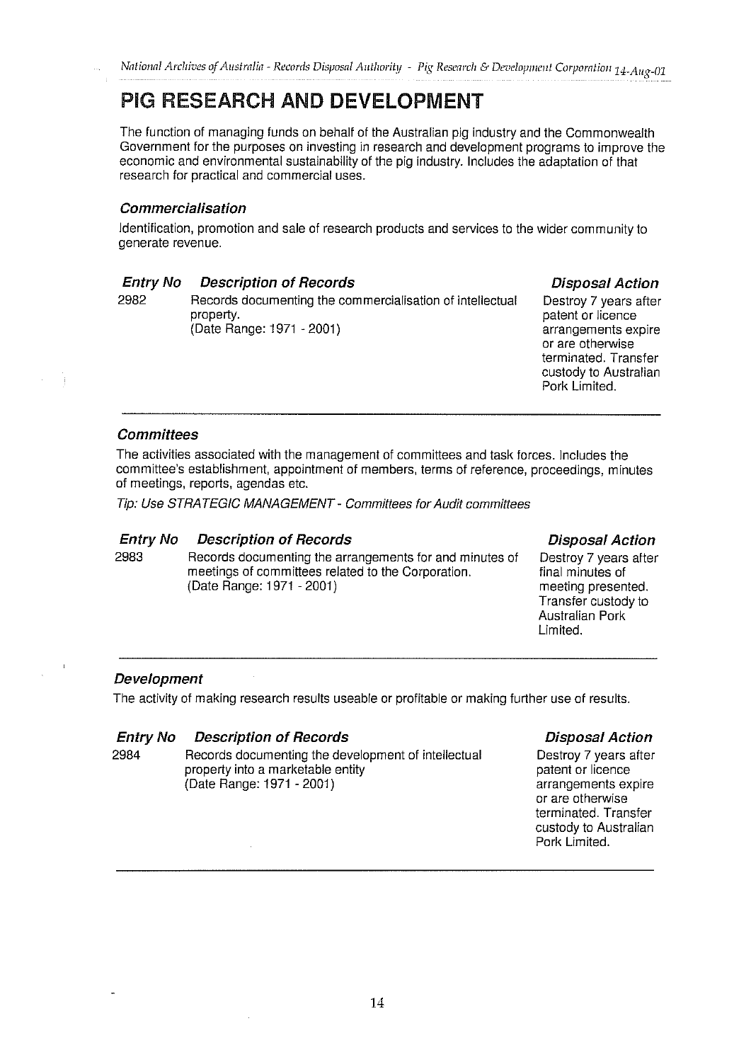# PIG RESEARCH AND DEVELOPMENT

The function of managing funds on behalf of the Australian pig industry and the Commonwealth Government for the purposes on investing in research and development programs to improve the economic and environmental sustainability of the pig industry. Includes the adaptation of that research for practical and commercial uses.

### *Commercialisation*

Identification, promotion and sale of research products and services to the wider community to generate revenue.

| *Entry No* | *Description of Records* | *Disposal Action* |
|---|---|---|
| 2982 | Records documenting the commercialisation of intellectual property.<br>(Date Range: 1971 - 2001) | Destroy 7 years after patent or licence arrangements expire or are otherwise terminated. Transfer custody to Australian Pork Limited. |

### *Committees*

The activities associated with the management of committees and task forces. Includes the committee's establishment, appointment of members, terms of reference, proceedings, minutes of meetings, reports, agendas etc.

*Tip: Use STRATEGIC MANAGEMENT - Committees for Audit committees*

| *Entry No* | *Description of Records* | *Disposal Action* |
|---|---|---|
| 2983 | Records documenting the arrangements for and minutes of meetings of committees related to the Corporation.<br>(Date Range: 1971 - 2001) | Destroy 7 years after final minutes of meeting presented. Transfer custody to Australian Pork Limited. |

### *Development*

The activity of making research results useable or profitable or making further use of results.

| *Entry No* | *Description of Records* | *Disposal Action* |
|---|---|---|
| 2984 | Records documenting the development of intellectual property into a marketable entity<br>(Date Range: 1971 - 2001) | Destroy 7 years after patent or licence arrangements expire or are otherwise terminated. Transfer custody to Australian Pork Limited. |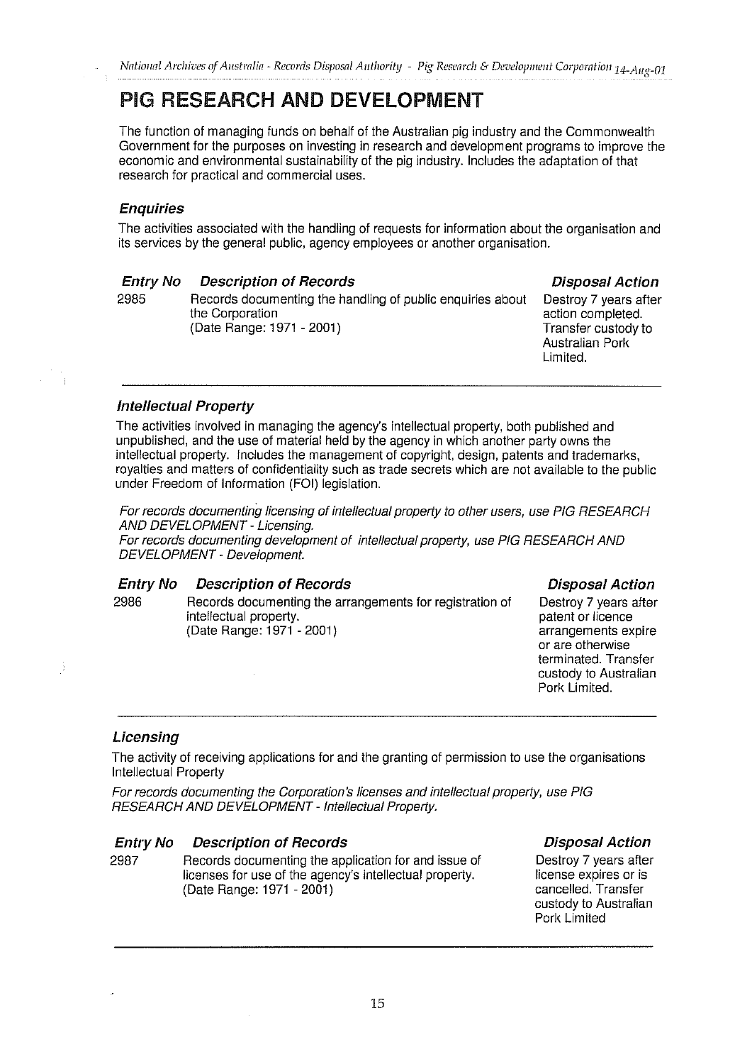# PIG RESEARCH AND DEVELOPMENT

The function of managing funds on behalf of the Australian pig industry and the Commonwealth Government for the purposes on investing in research and development programs to improve the economic and environmental sustainability of the pig industry. Includes the adaptation of that research for practical and commercial uses.

### *Enquiries*

The activities associated with the handling of requests for information about the organisation and its services by the general public, agency employees or another organisation.

| *Entry No* | *Description of Records* | *Disposal Action* |
|---|---|---|
| 2985 | Records documenting the handling of public enquiries about the Corporation (Date Range: 1971 - 2001) | Destroy 7 years after action completed. Transfer custody to Australian Pork Limited. |

### *Intellectual Property*

The activities involved in managing the agency's intellectual property, both published and unpublished, and the use of material held by the agency in which another party owns the intellectual property. Includes the management of copyright, design, patents and trademarks, royalties and matters of confidentiality such as trade secrets which are not available to the public under Freedom of Information (FOI) legislation.

*For records documenting licensing of intellectual property to other users, use PIG RESEARCH AND DEVELOPMENT - Licensing.*
*For records documenting development of intellectual property, use PIG RESEARCH AND DEVELOPMENT - Development.*

| *Entry No* | *Description of Records* | *Disposal Action* |
|---|---|---|
| 2986 | Records documenting the arrangements for registration of intellectual property. (Date Range: 1971 - 2001) | Destroy 7 years after patent or licence arrangements expire or are otherwise terminated. Transfer custody to Australian Pork Limited. |

### *Licensing*

The activity of receiving applications for and the granting of permission to use the organisations Intellectual Property

*For records documenting the Corporation's licenses and intellectual property, use PIG RESEARCH AND DEVELOPMENT - Intellectual Property.*

| *Entry No* | *Description of Records* | *Disposal Action* |
|---|---|---|
| 2987 | Records documenting the application for and issue of licenses for use of the agency's intellectual property. (Date Range: 1971 - 2001) | Destroy 7 years after license expires or is cancelled. Transfer custody to Australian Pork Limited |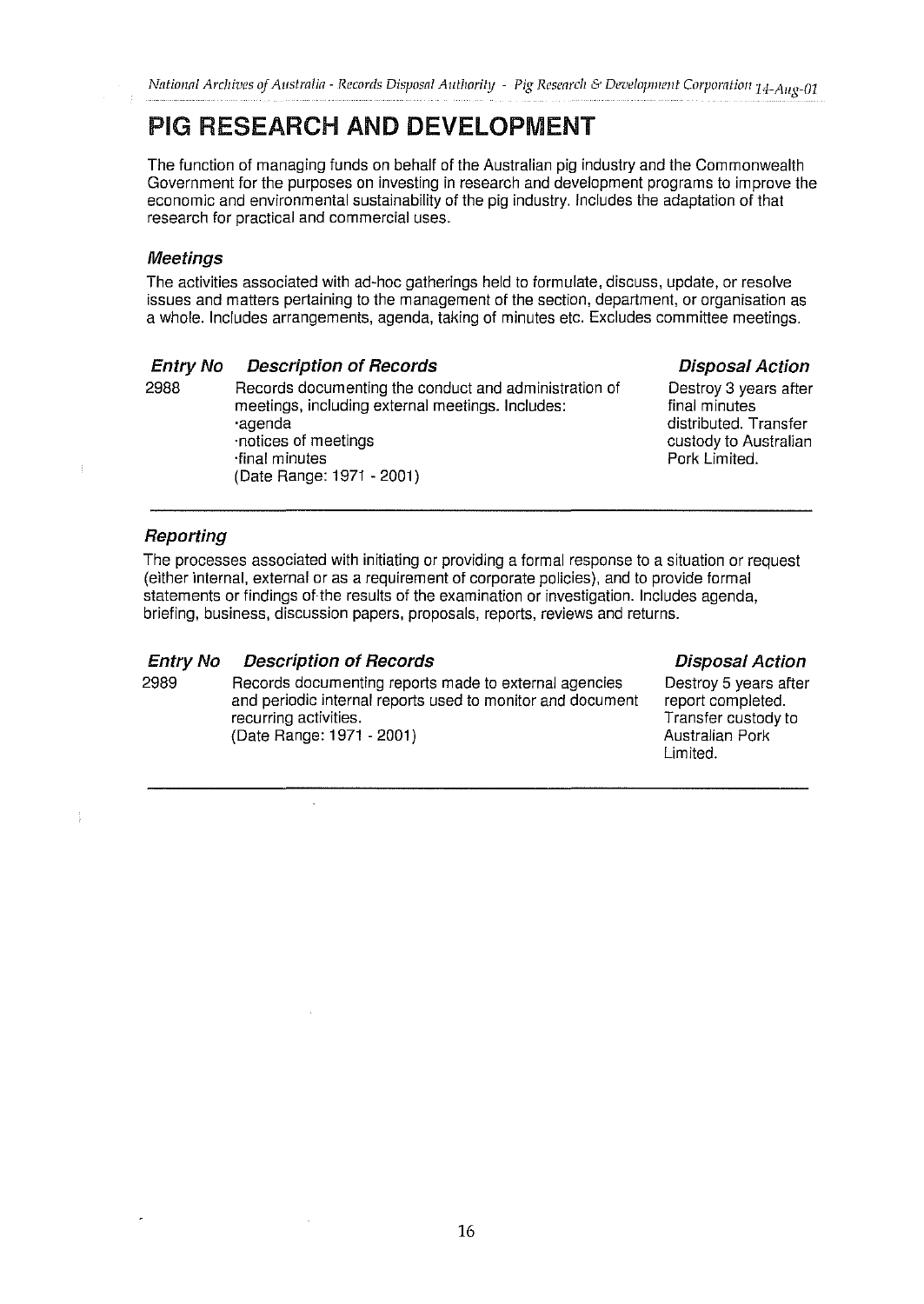# PIG RESEARCH AND DEVELOPMENT

The function of managing funds on behalf of the Australian pig industry and the Commonwealth Government for the purposes on investing in research and development programs to improve the economic and environmental sustainability of the pig industry. Includes the adaptation of that research for practical and commercial uses.

### *Meetings*

The activities associated with ad-hoc gatherings held to formulate, discuss, update, or resolve issues and matters pertaining to the management of the section, department, or organisation as a whole. Includes arrangements, agenda, taking of minutes etc. Excludes committee meetings.

| *Entry No* | *Description of Records* | *Disposal Action* |
|---|---|---|
| 2988 | Records documenting the conduct and administration of meetings, including external meetings. Includes:<br>·agenda<br>·notices of meetings<br>·final minutes<br>(Date Range: 1971 - 2001) | Destroy 3 years after final minutes distributed. Transfer custody to Australian Pork Limited. |

### *Reporting*

The processes associated with initiating or providing a formal response to a situation or request (either internal, external or as a requirement of corporate policies), and to provide formal statements or findings of the results of the examination or investigation. Includes agenda, briefing, business, discussion papers, proposals, reports, reviews and returns.

| *Entry No* | *Description of Records* | *Disposal Action* |
|---|---|---|
| 2989 | Records documenting reports made to external agencies and periodic internal reports used to monitor and document recurring activities.<br>(Date Range: 1971 - 2001) | Destroy 5 years after report completed. Transfer custody to Australian Pork Limited. |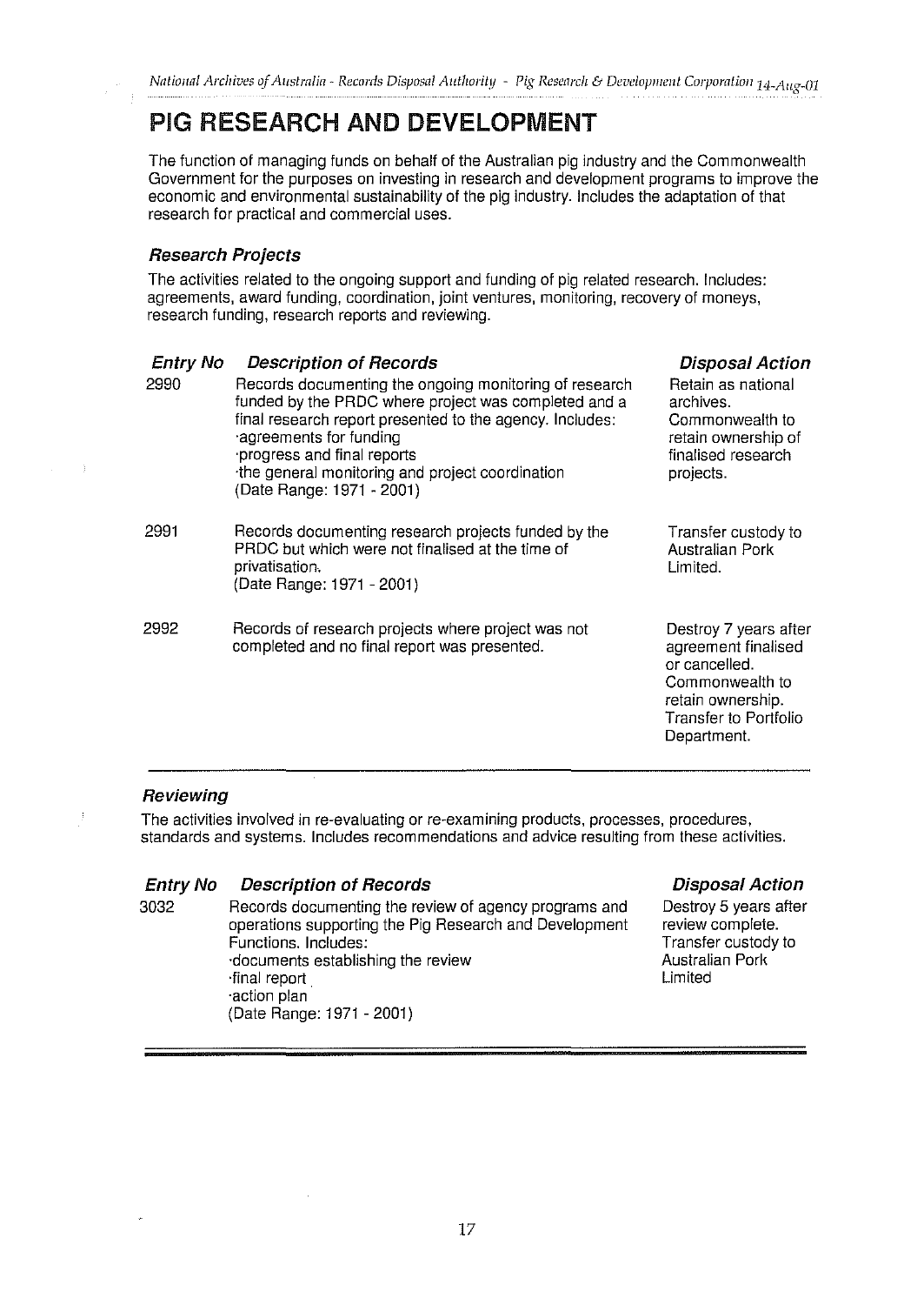# PIG RESEARCH AND DEVELOPMENT

The function of managing funds on behalf of the Australian pig industry and the Commonwealth Government for the purposes on investing in research and development programs to improve the economic and environmental sustainability of the pig industry. Includes the adaptation of that research for practical and commercial uses.

### *Research Projects*

The activities related to the ongoing support and funding of pig related research. Includes: agreements, award funding, coordination, joint ventures, monitoring, recovery of moneys, research funding, research reports and reviewing.

| *Entry No* | *Description of Records* | *Disposal Action* |
|---|---|---|
| 2990 | Records documenting the ongoing monitoring of research funded by the PRDC where project was completed and a final research report presented to the agency. Includes:<br>·agreements for funding<br>·progress and final reports<br>·the general monitoring and project coordination<br>(Date Range: 1971 - 2001) | Retain as national archives.<br>Commonwealth to retain ownership of finalised research projects. |
| 2991 | Records documenting research projects funded by the PRDC but which were not finalised at the time of privatisation.<br>(Date Range: 1971 - 2001) | Transfer custody to Australian Pork Limited. |
| 2992 | Records of research projects where project was not completed and no final report was presented. | Destroy 7 years after agreement finalised or cancelled.<br>Commonwealth to retain ownership.<br>Transfer to Portfolio Department. |

### *Reviewing*

The activities involved in re-evaluating or re-examining products, processes, procedures, standards and systems. Includes recommendations and advice resulting from these activities.

| *Entry No* | *Description of Records* | *Disposal Action* |
|---|---|---|
| 3032 | Records documenting the review of agency programs and operations supporting the Pig Research and Development Functions. Includes:<br>·documents establishing the review<br>·final report<br>·action plan<br>(Date Range: 1971 - 2001) | Destroy 5 years after review complete.<br>Transfer custody to Australian Pork Limited |